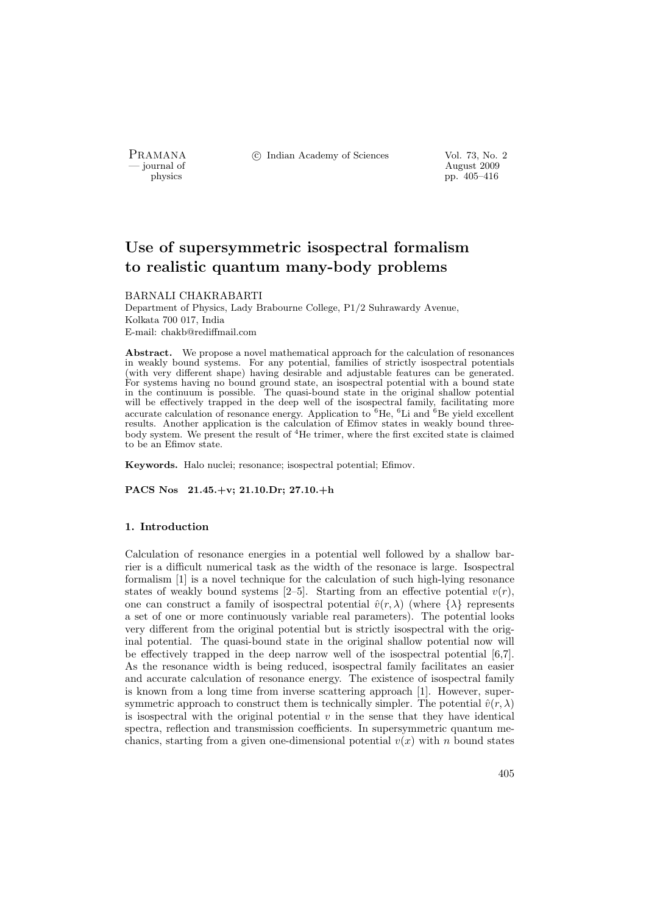# Use of supersymmetric isospectral formalism to realistic quantum many-body problems

BARNALI CHAKRABARTI

Department of Physics, Lady Brabourne College, P1/2 Suhrawardy Avenue, Kolkata 700 017, India

E-mail: chakb@rediffmail.com

**Abstract.** We propose a novel mathematical approach for the calculation of resonances in weakly bound systems. For any potential, families of strictly isospectral potentials (with very different shape) having desirable and adjustable features can be generated. For systems having no bound ground state, an isospectral potential with a bound state in the continuum is possible. The quasi-bound state in the original shallow potential will be effectively trapped in the deep well of the isospectral family, facilitating more accurate calculation of resonance energy. Application to $^6$He, $^6$Li and $^6$Be yield excellent results. Another application is the calculation of Efimov states in weakly bound three-body system. We present the result of $^4$He trimer, where the first excited state is claimed to be an Efimov state.

**Keywords.** Halo nuclei; resonance; isospectral potential; Efimov.

**PACS Nos** 21.45.+v; 21.10.Dr; 27.10.+h

## 1. Introduction

Calculation of resonance energies in a potential well followed by a shallow barrier is a difficult numerical task as the width of the resonace is large. Isospectral formalism [1] is a novel technique for the calculation of such high-lying resonance states of weakly bound systems [2–5]. Starting from an effective potential $v(r)$, one can construct a family of isospectral potential $\hat{v}(r, \lambda)$ (where $\{\lambda\}$ represents a set of one or more continuously variable real parameters). The potential looks very different from the original potential but is strictly isospectral with the original potential. The quasi-bound state in the original shallow potential now will be effectively trapped in the deep narrow well of the isospectral potential [6,7]. As the resonance width is being reduced, isospectral family facilitates an easier and accurate calculation of resonance energy. The existence of isospectral family is known from a long time from inverse scattering approach [1]. However, supersymmetric approach to construct them is technically simpler. The potential $\hat{v}(r, \lambda)$ is isospectral with the original potential $v$ in the sense that they have identical spectra, reflection and transmission coefficients. In supersymmetric quantum mechanics, starting from a given one-dimensional potential $v(x)$ with $n$ bound states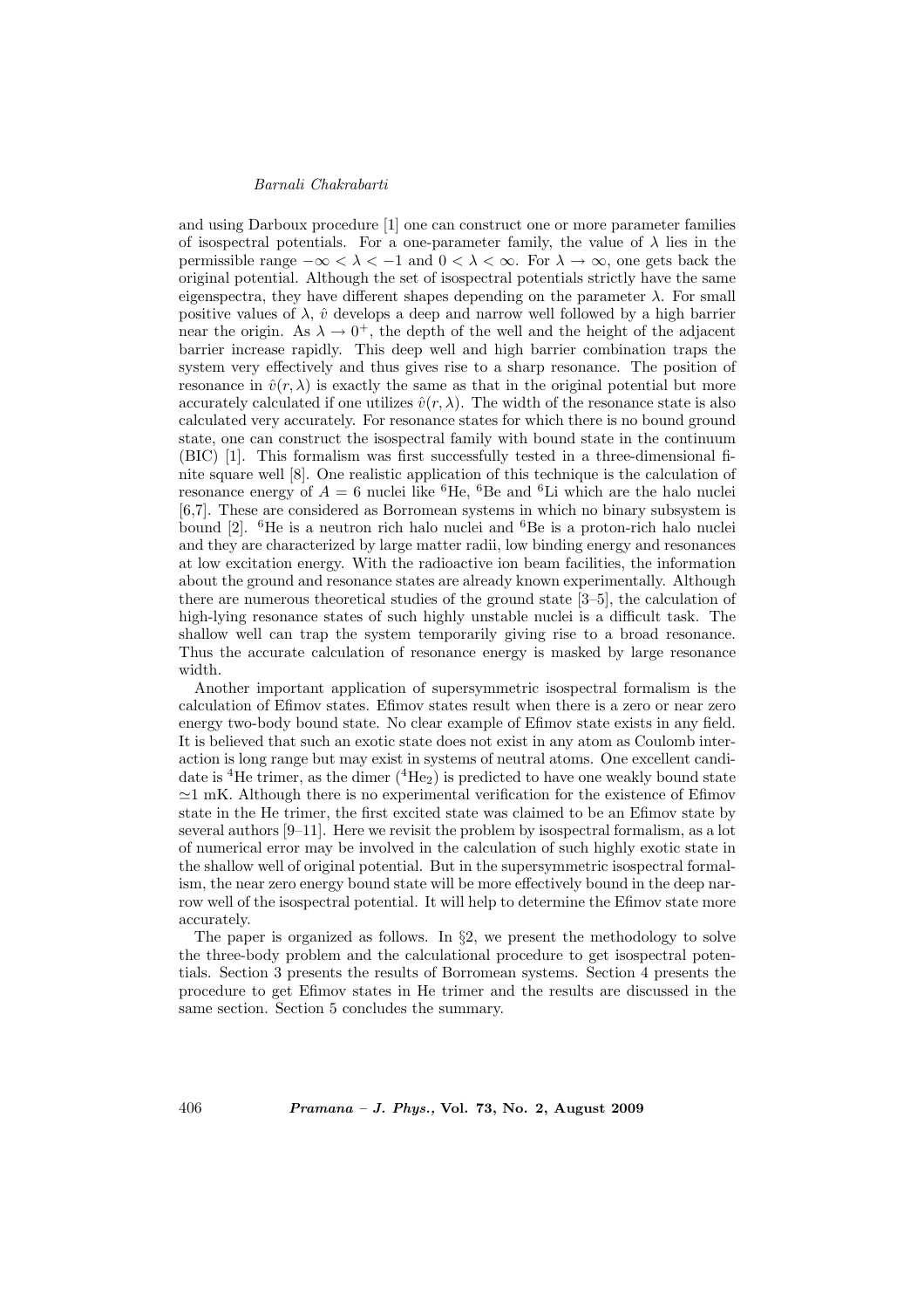and using Darboux procedure [1] one can construct one or more parameter families of isospectral potentials. For a one-parameter family, the value of $\lambda$ lies in the permissible range $-\infty < \lambda < -1$ and $0 < \lambda < \infty$. For $\lambda \to \infty$, one gets back the original potential. Although the set of isospectral potentials strictly have the same eigenspectra, they have different shapes depending on the parameter $\lambda$. For small positive values of $\lambda$, $\hat{v}$ develops a deep and narrow well followed by a high barrier near the origin. As $\lambda \to 0^+$, the depth of the well and the height of the adjacent barrier increase rapidly. This deep well and high barrier combination traps the system very effectively and thus gives rise to a sharp resonance. The position of resonance in $\hat{v}(r, \lambda)$ is exactly the same as that in the original potential but more accurately calculated if one utilizes $\hat{v}(r, \lambda)$. The width of the resonance state is also calculated very accurately. For resonance states for which there is no bound ground state, one can construct the isospectral family with bound state in the continuum (BIC) [1]. This formalism was first successfully tested in a three-dimensional finite square well [8]. One realistic application of this technique is the calculation of resonance energy of $A = 6$ nuclei like $^6$He, $^6$Be and $^6$Li which are the halo nuclei [6,7]. These are considered as Borromean systems in which no binary subsystem is bound [2]. $^6$He is a neutron rich halo nuclei and $^6$Be is a proton-rich halo nuclei and they are characterized by large matter radii, low binding energy and resonances at low excitation energy. With the radioactive ion beam facilities, the information about the ground and resonance states are already known experimentally. Although there are numerous theoretical studies of the ground state [3–5], the calculation of high-lying resonance states of such highly unstable nuclei is a difficult task. The shallow well can trap the system temporarily giving rise to a broad resonance. Thus the accurate calculation of resonance energy is masked by large resonance width.

Another important application of supersymmetric isospectral formalism is the calculation of Efimov states. Efimov states result when there is a zero or near zero energy two-body bound state. No clear example of Efimov state exists in any field. It is believed that such an exotic state does not exist in any atom as Coulomb interaction is long range but may exist in systems of neutral atoms. One excellent candidate is $^4$He trimer, as the dimer ($^4$He$_2$) is predicted to have one weakly bound state $\simeq$1 mK. Although there is no experimental verification for the existence of Efimov state in the He trimer, the first excited state was claimed to be an Efimov state by several authors [9–11]. Here we revisit the problem by isospectral formalism, as a lot of numerical error may be involved in the calculation of such highly exotic state in the shallow well of original potential. But in the supersymmetric isospectral formalism, the near zero energy bound state will be more effectively bound in the deep narrow well of the isospectral potential. It will help to determine the Efimov state more accurately.

The paper is organized as follows. In §2, we present the methodology to solve the three-body problem and the calculational procedure to get isospectral potentials. Section 3 presents the results of Borromean systems. Section 4 presents the procedure to get Efimov states in He trimer and the results are discussed in the same section. Section 5 concludes the summary.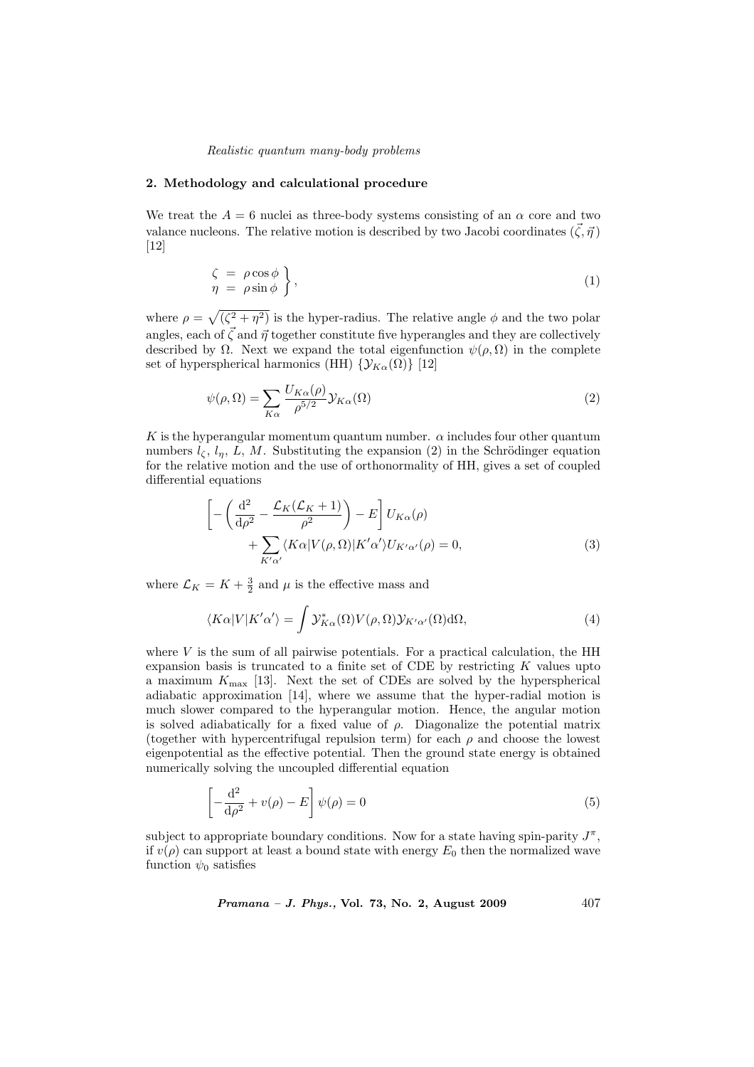## 2. Methodology and calculational procedure

We treat the $A = 6$ nuclei as three-body systems consisting of an $\alpha$ core and two valance nucleons. The relative motion is described by two Jacobi coordinates $(\vec{\zeta}, \vec{\eta})$ [12]

$$
\left.\begin{aligned}
\zeta &= \rho \cos\phi \\
\eta &= \rho \sin\phi
\end{aligned}\right\}, \tag{1}
$$

where $\rho = \sqrt{(\zeta^2 + \eta^2)}$ is the hyper-radius. The relative angle $\phi$ and the two polar angles, each of $\vec{\zeta}$ and $\vec{\eta}$ together constitute five hyperangles and they are collectively described by $\Omega$. Next we expand the total eigenfunction $\psi(\rho, \Omega)$ in the complete set of hyperspherical harmonics (HH) $\{\mathcal{Y}_{K\alpha}(\Omega)\}$ [12]

$$
\psi(\rho, \Omega) = \sum_{K\alpha} \frac{U_{K\alpha}(\rho)}{\rho^{5/2}} \mathcal{Y}_{K\alpha}(\Omega) \tag{2}
$$

$K$ is the hyperangular momentum quantum number. $\alpha$ includes four other quantum numbers $l_\zeta$, $l_\eta$, $L$, $M$. Substituting the expansion (2) in the Schrödinger equation for the relative motion and the use of orthonormality of HH, gives a set of coupled differential equations

$$
\begin{aligned}
&\left[ -\left( \frac{\mathrm{d}^2}{\mathrm{d}\rho^2} - \frac{\mathcal{L}_K(\mathcal{L}_K + 1)}{\rho^2} \right) - E \right] U_{K\alpha}(\rho) \\
&\qquad + \sum_{K'\alpha'} \langle K\alpha | V(\rho, \Omega) | K'\alpha' \rangle U_{K'\alpha'}(\rho) = 0,
\end{aligned} \tag{3}
$$

where $\mathcal{L}_K = K + \frac{3}{2}$ and $\mu$ is the effective mass and

$$
\langle K\alpha | V | K'\alpha' \rangle = \int \mathcal{Y}^*_{K\alpha}(\Omega) V(\rho, \Omega) \mathcal{Y}_{K'\alpha'}(\Omega) \mathrm{d}\Omega, \tag{4}
$$

where $V$ is the sum of all pairwise potentials. For a practical calculation, the HH expansion basis is truncated to a finite set of CDE by restricting $K$ values upto a maximum $K_{\max}$ [13]. Next the set of CDEs are solved by the hyperspherical adiabatic approximation [14], where we assume that the hyper-radial motion is much slower compared to the hyperangular motion. Hence, the angular motion is solved adiabatically for a fixed value of $\rho$. Diagonalize the potential matrix (together with hypercentrifugal repulsion term) for each $\rho$ and choose the lowest eigenpotential as the effective potential. Then the ground state energy is obtained numerically solving the uncoupled differential equation

$$
\left[ -\frac{\mathrm{d}^2}{\mathrm{d}\rho^2} + v(\rho) - E \right] \psi(\rho) = 0 \tag{5}
$$

subject to appropriate boundary conditions. Now for a state having spin-parity $J^\pi$, if $v(\rho)$ can support at least a bound state with energy $E_0$ then the normalized wave function $\psi_0$ satisfies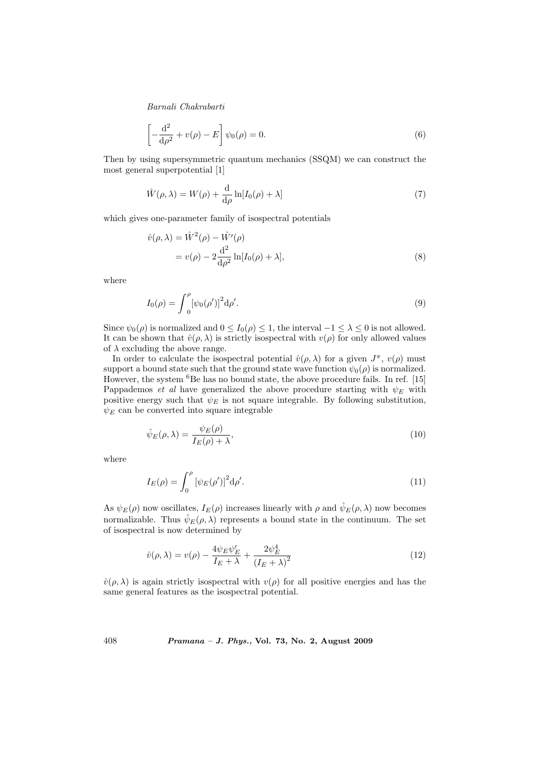$$\left[-\frac{\mathrm{d}^2}{\mathrm{d}\rho^2} + v(\rho) - E\right]\psi_0(\rho) = 0. \tag{6}$$

Then by using supersymmetric quantum mechanics (SSQM) we can construct the most general superpotential [1]

$$\hat{W}(\rho, \lambda) = W(\rho) + \frac{\mathrm{d}}{\mathrm{d}\rho}\ln[I_0(\rho) + \lambda] \tag{7}$$

which gives one-parameter family of isospectral potentials

$$\begin{aligned}\hat{v}(\rho, \lambda) &= \hat{W}^2(\rho) - \hat{W}'(\rho)\\ &= v(\rho) - 2\frac{\mathrm{d}^2}{\mathrm{d}\rho^2}\ln[I_0(\rho) + \lambda],\end{aligned} \tag{8}$$

where

$$I_0(\rho) = \int_0^{\rho}[\psi_0(\rho')]^2\mathrm{d}\rho'. \tag{9}$$

Since $\psi_0(\rho)$ is normalized and $0 \leq I_0(\rho) \leq 1$, the interval $-1 \leq \lambda \leq 0$ is not allowed. It can be shown that $\hat{v}(\rho, \lambda)$ is strictly isospectral with $v(\rho)$ for only allowed values of $\lambda$ excluding the above range.

In order to calculate the isospectral potential $\hat{v}(\rho, \lambda)$ for a given $J^{\pi}$, $v(\rho)$ must support a bound state such that the ground state wave function $\psi_0(\rho)$ is normalized. However, the system $^6$Be has no bound state, the above procedure fails. In ref. [15] Pappademos *et al* have generalized the above procedure starting with $\psi_E$ with positive energy such that $\psi_E$ is not square integrable. By following substitution, $\psi_E$ can be converted into square integrable

$$\hat{\psi}_E(\rho, \lambda) = \frac{\psi_E(\rho)}{I_E(\rho) + \lambda}, \tag{10}$$

where

$$I_E(\rho) = \int_0^{\rho}[\psi_E(\rho')]^2\mathrm{d}\rho'. \tag{11}$$

As $\psi_E(\rho)$ now oscillates, $I_E(\rho)$ increases linearly with $\rho$ and $\hat{\psi}_E(\rho, \lambda)$ now becomes normalizable. Thus $\hat{\psi}_E(\rho, \lambda)$ represents a bound state in the continuum. The set of isospectral is now determined by

$$\hat{v}(\rho, \lambda) = v(\rho) - \frac{4\psi_E\psi_E'}{I_E + \lambda} + \frac{2\psi_E^4}{(I_E + \lambda)^2} \tag{12}$$

$\hat{v}(\rho, \lambda)$ is again strictly isospectral with $v(\rho)$ for all positive energies and has the same general features as the isospectral potential.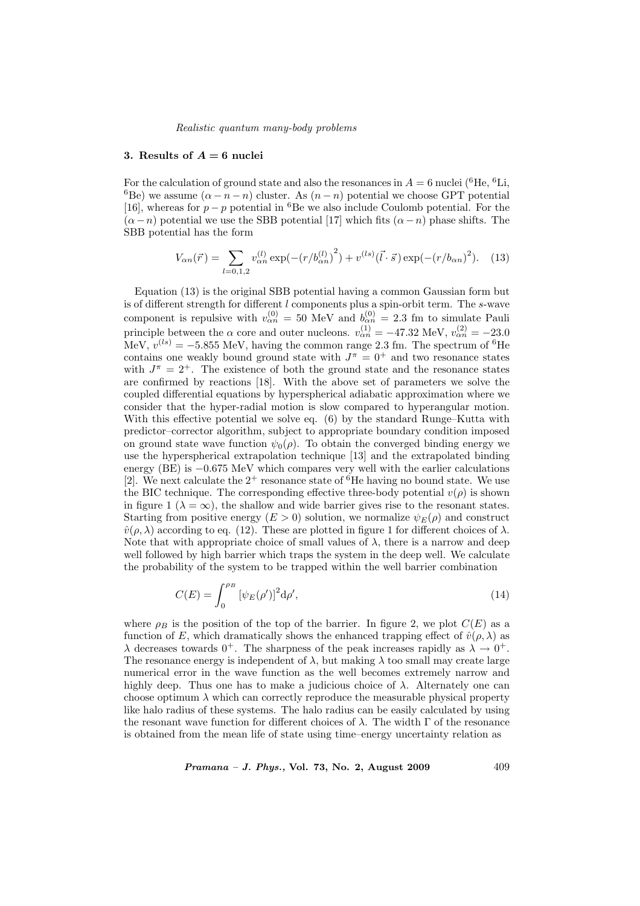### 3. Results of $A = 6$ nuclei

For the calculation of ground state and also the resonances in $A = 6$ nuclei ($^6$He, $^6$Li, $^6$Be) we assume $(\alpha - n - n)$ cluster. As $(n - n)$ potential we choose GPT potential [16], whereas for $p - p$ potential in $^6$Be we also include Coulomb potential. For the $(\alpha - n)$ potential we use the SBB potential [17] which fits $(\alpha - n)$ phase shifts. The SBB potential has the form

$$V_{\alpha n}(\vec{r}) = \sum_{l=0,1,2} v_{\alpha n}^{(l)} \exp(-(r/b_{\alpha n}^{(l)})^2) + v^{(ls)}(\vec{l} \cdot \vec{s}) \exp(-(r/b_{\alpha n})^2). \quad (13)$$

Equation (13) is the original SBB potential having a common Gaussian form but is of different strength for different $l$ components plus a spin-orbit term. The $s$-wave component is repulsive with $v_{\alpha n}^{(0)} = 50$ MeV and $b_{\alpha n}^{(0)} = 2.3$ fm to simulate Pauli principle between the $\alpha$ core and outer nucleons. $v_{\alpha n}^{(1)} = -47.32$ MeV, $v_{\alpha n}^{(2)} = -23.0$ MeV, $v^{(ls)} = -5.855$ MeV, having the common range 2.3 fm. The spectrum of $^6$He contains one weakly bound ground state with $J^\pi = 0^+$ and two resonance states with $J^\pi = 2^+$. The existence of both the ground state and the resonance states are confirmed by reactions [18]. With the above set of parameters we solve the coupled differential equations by hyperspherical adiabatic approximation where we consider that the hyper-radial motion is slow compared to hyperangular motion. With this effective potential we solve eq. (6) by the standard Runge–Kutta with predictor–corrector algorithm, subject to appropriate boundary condition imposed on ground state wave function $\psi_0(\rho)$. To obtain the converged binding energy we use the hyperspherical extrapolation technique [13] and the extrapolated binding energy (BE) is $-0.675$ MeV which compares very well with the earlier calculations [2]. We next calculate the $2^+$ resonance state of $^6$He having no bound state. We use the BIC technique. The corresponding effective three-body potential $v(\rho)$ is shown in figure 1 ($\lambda = \infty$), the shallow and wide barrier gives rise to the resonant states. Starting from positive energy ($E > 0$) solution, we normalize $\psi_E(\rho)$ and construct $\hat{v}(\rho, \lambda)$ according to eq. (12). These are plotted in figure 1 for different choices of $\lambda$. Note that with appropriate choice of small values of $\lambda$, there is a narrow and deep well followed by high barrier which traps the system in the deep well. We calculate the probability of the system to be trapped within the well barrier combination

$$C(E) = \int_0^{\rho_B} [\psi_E(\rho')]^2 \mathrm{d}\rho', \quad (14)$$

where $\rho_B$ is the position of the top of the barrier. In figure 2, we plot $C(E)$ as a function of $E$, which dramatically shows the enhanced trapping effect of $\hat{v}(\rho, \lambda)$ as $\lambda$ decreases towards $0^+$. The sharpness of the peak increases rapidly as $\lambda \to 0^+$. The resonance energy is independent of $\lambda$, but making $\lambda$ too small may create large numerical error in the wave function as the well becomes extremely narrow and highly deep. Thus one has to make a judicious choice of $\lambda$. Alternately one can choose optimum $\lambda$ which can correctly reproduce the measurable physical property like halo radius of these systems. The halo radius can be easily calculated by using the resonant wave function for different choices of $\lambda$. The width $\Gamma$ of the resonance is obtained from the mean life of state using time–energy uncertainty relation as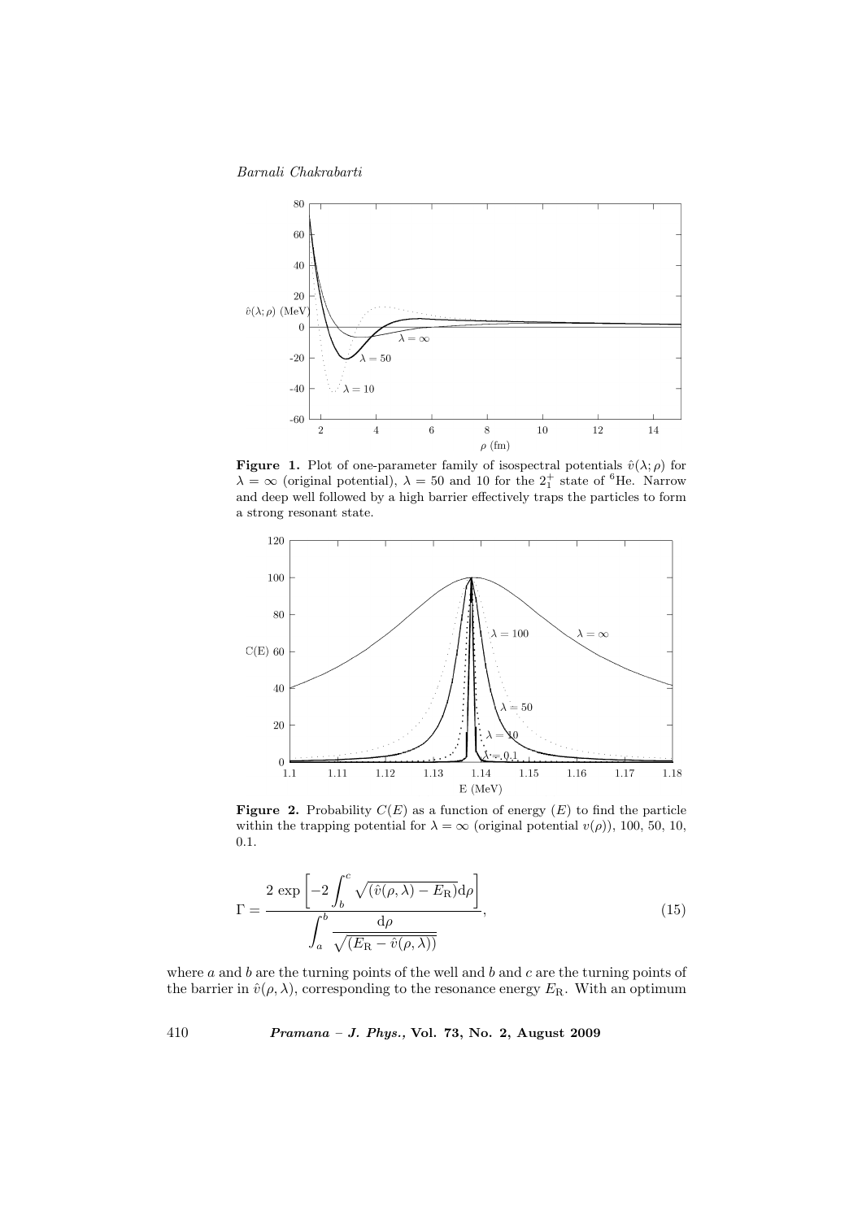80

60

40

20

$\hat{v}(\lambda;\rho)$ (MeV)

0

-20

-40

-60

2 4 6 8 10 12 14

$\rho$ (fm)

$\lambda = \infty$

$\lambda = 50$

$\lambda = 10$

**Figure 1.** Plot of one-parameter family of isospectral potentials $\hat{v}(\lambda;\rho)$ for $\lambda = \infty$ (original potential), $\lambda = 50$ and 10 for the $2_1^+$ state of $^6$He. Narrow and deep well followed by a high barrier effectively traps the particles to form a strong resonant state.

120

100

80

C(E) 60

40

20

0

1.1 1.11 1.12 1.13 1.14 1.15 1.16 1.17 1.18

E (MeV)

$\lambda = 100$

$\lambda = \infty$

$\lambda = 50$

$\lambda = 10$

$\lambda = 0.1$

**Figure 2.** Probability $C(E)$ as a function of energy $(E)$ to find the particle within the trapping potential for $\lambda = \infty$ (original potential $v(\rho)$), 100, 50, 10, 0.1.

$$\Gamma = \frac{2\,\exp\left[-2\displaystyle\int_b^c \sqrt{(\hat{v}(\rho,\lambda) - E_{\mathrm{R}})}\mathrm{d}\rho\right]}{\displaystyle\int_a^b \frac{\mathrm{d}\rho}{\sqrt{(E_{\mathrm{R}} - \hat{v}(\rho,\lambda))}}}, \tag{15}$$

where $a$ and $b$ are the turning points of the well and $b$ and $c$ are the turning points of the barrier in $\hat{v}(\rho,\lambda)$, corresponding to the resonance energy $E_{\mathrm{R}}$. With an optimum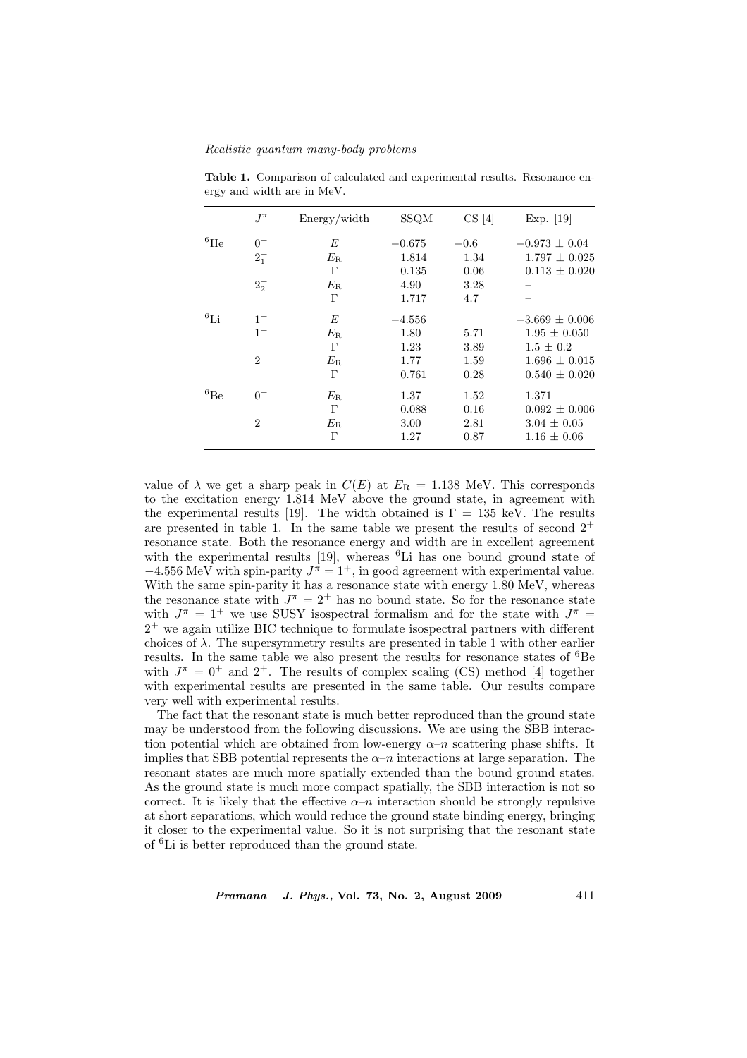**Table 1.** Comparison of calculated and experimental results. Resonance energy and width are in MeV.

| | $J^\pi$ | Energy/width | SSQM | CS [4] | Exp. [19] |
|---|---|---|---|---|---|
| $^6$He | $0^+$ | $E$ | $-0.675$ | $-0.6$ | $-0.973 \pm 0.04$ |
| | $2_1^+$ | $E_\mathrm{R}$ | 1.814 | 1.34 | $1.797 \pm 0.025$ |
| | | $\Gamma$ | 0.135 | 0.06 | $0.113 \pm 0.020$ |
| | $2_2^+$ | $E_\mathrm{R}$ | 4.90 | 3.28 | – |
| | | $\Gamma$ | 1.717 | 4.7 | – |
| $^6$Li | $1^+$ | $E$ | $-4.556$ | – | $-3.669 \pm 0.006$ |
| | $1^+$ | $E_\mathrm{R}$ | 1.80 | 5.71 | $1.95 \pm 0.050$ |
| | | $\Gamma$ | 1.23 | 3.89 | $1.5 \pm 0.2$ |
| | $2^+$ | $E_\mathrm{R}$ | 1.77 | 1.59 | $1.696 \pm 0.015$ |
| | | $\Gamma$ | 0.761 | 0.28 | $0.540 \pm 0.020$ |
| $^6$Be | $0^+$ | $E_\mathrm{R}$ | 1.37 | 1.52 | 1.371 |
| | | $\Gamma$ | 0.088 | 0.16 | $0.092 \pm 0.006$ |
| | $2^+$ | $E_\mathrm{R}$ | 3.00 | 2.81 | $3.04 \pm 0.05$ |
| | | $\Gamma$ | 1.27 | 0.87 | $1.16 \pm 0.06$ |

value of $\lambda$ we get a sharp peak in $C(E)$ at $E_\mathrm{R} = 1.138$ MeV. This corresponds to the excitation energy 1.814 MeV above the ground state, in agreement with the experimental results [19]. The width obtained is $\Gamma = 135$ keV. The results are presented in table 1. In the same table we present the results of second $2^+$ resonance state. Both the resonance energy and width are in excellent agreement with the experimental results [19], whereas $^6$Li has one bound ground state of $-4.556$ MeV with spin-parity $J^\pi = 1^+$, in good agreement with experimental value. With the same spin-parity it has a resonance state with energy 1.80 MeV, whereas the resonance state with $J^\pi = 2^+$ has no bound state. So for the resonance state with $J^\pi = 1^+$ we use SUSY isospectral formalism and for the state with $J^\pi = 2^+$ we again utilize BIC technique to formulate isospectral partners with different choices of $\lambda$. The supersymmetry results are presented in table 1 with other earlier results. In the same table we also present the results for resonance states of $^6$Be with $J^\pi = 0^+$ and $2^+$. The results of complex scaling (CS) method [4] together with experimental results are presented in the same table. Our results compare very well with experimental results.

The fact that the resonant state is much better reproduced than the ground state may be understood from the following discussions. We are using the SBB interaction potential which are obtained from low-energy $\alpha$–$n$ scattering phase shifts. It implies that SBB potential represents the $\alpha$–$n$ interactions at large separation. The resonant states are much more spatially extended than the bound ground states. As the ground state is much more compact spatially, the SBB interaction is not so correct. It is likely that the effective $\alpha$–$n$ interaction should be strongly repulsive at short separations, which would reduce the ground state binding energy, bringing it closer to the experimental value. So it is not surprising that the resonant state of $^6$Li is better reproduced than the ground state.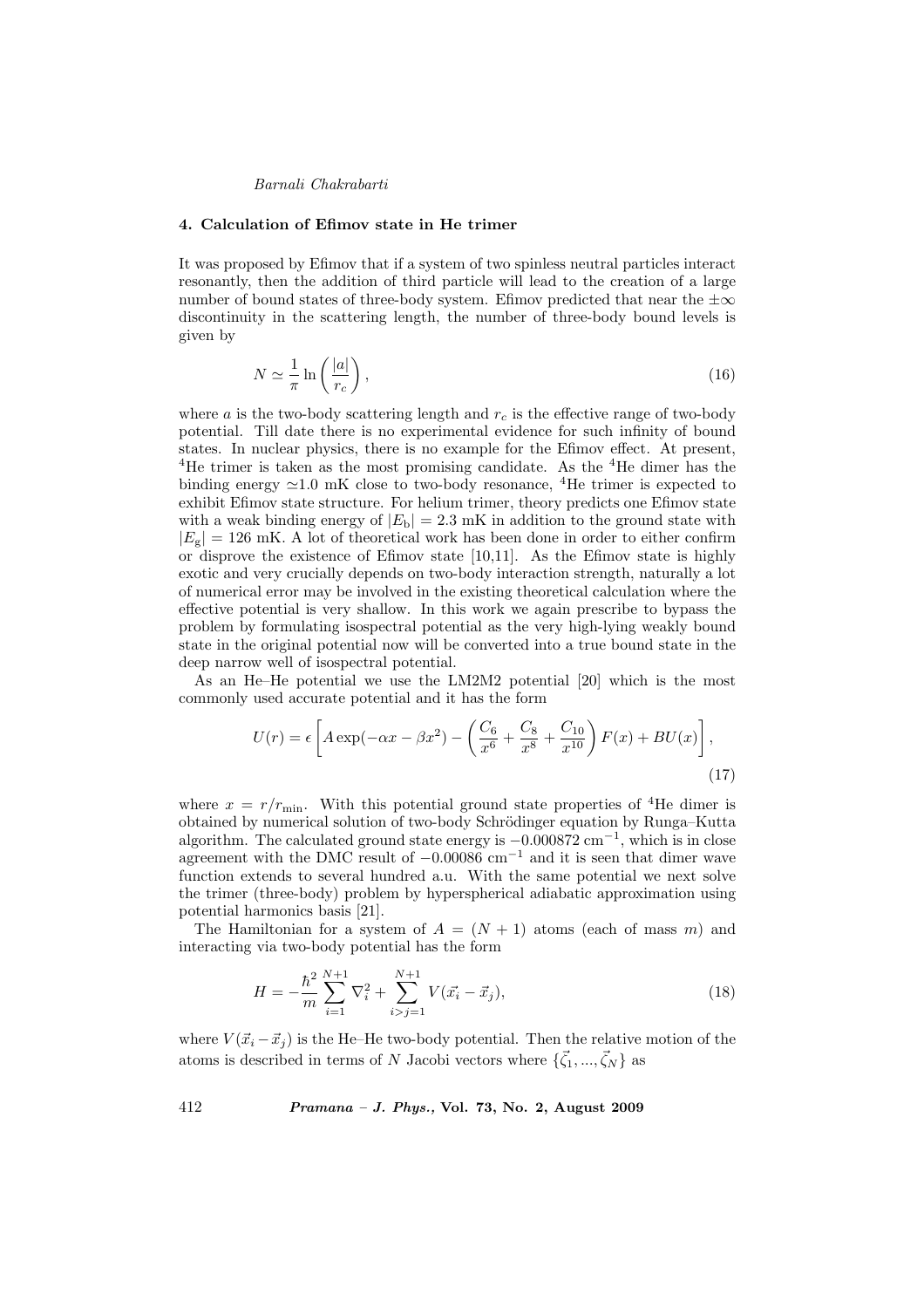## 4. Calculation of Efimov state in He trimer

It was proposed by Efimov that if a system of two spinless neutral particles interact resonantly, then the addition of third particle will lead to the creation of a large number of bound states of three-body system. Efimov predicted that near the $\pm\infty$ discontinuity in the scattering length, the number of three-body bound levels is given by

$$N \simeq \frac{1}{\pi} \ln\left(\frac{|a|}{r_c}\right), \tag{16}$$

where $a$ is the two-body scattering length and $r_c$ is the effective range of two-body potential. Till date there is no experimental evidence for such infinity of bound states. In nuclear physics, there is no example for the Efimov effect. At present, $^4$He trimer is taken as the most promising candidate. As the $^4$He dimer has the binding energy $\simeq$1.0 mK close to two-body resonance, $^4$He trimer is expected to exhibit Efimov state structure. For helium trimer, theory predicts one Efimov state with a weak binding energy of $|E_{\rm b}| = 2.3$ mK in addition to the ground state with $|E_{\rm g}| = 126$ mK. A lot of theoretical work has been done in order to either confirm or disprove the existence of Efimov state [10,11]. As the Efimov state is highly exotic and very crucially depends on two-body interaction strength, naturally a lot of numerical error may be involved in the existing theoretical calculation where the effective potential is very shallow. In this work we again prescribe to bypass the problem by formulating isospectral potential as the very high-lying weakly bound state in the original potential now will be converted into a true bound state in the deep narrow well of isospectral potential.

As an He–He potential we use the LM2M2 potential [20] which is the most commonly used accurate potential and it has the form

$$U(r) = \epsilon\left[A\exp(-\alpha x - \beta x^2) - \left(\frac{C_6}{x^6} + \frac{C_8}{x^8} + \frac{C_{10}}{x^{10}}\right)F(x) + BU(x)\right], \tag{17}$$

where $x = r/r_{\rm min}$. With this potential ground state properties of $^4$He dimer is obtained by numerical solution of two-body Schrödinger equation by Runga–Kutta algorithm. The calculated ground state energy is $-0.000872$ cm$^{-1}$, which is in close agreement with the DMC result of $-0.00086$ cm$^{-1}$ and it is seen that dimer wave function extends to several hundred a.u. With the same potential we next solve the trimer (three-body) problem by hyperspherical adiabatic approximation using potential harmonics basis [21].

The Hamiltonian for a system of $A = (N+1)$ atoms (each of mass $m$) and interacting via two-body potential has the form

$$H = -\frac{\hbar^2}{m}\sum_{i=1}^{N+1}\nabla_i^2 + \sum_{i>j=1}^{N+1} V(\vec{x}_i - \vec{x}_j), \tag{18}$$

where $V(\vec{x}_i - \vec{x}_j)$ is the He–He two-body potential. Then the relative motion of the atoms is described in terms of $N$ Jacobi vectors where $\{\vec{\zeta}_1, ..., \vec{\zeta}_N\}$ as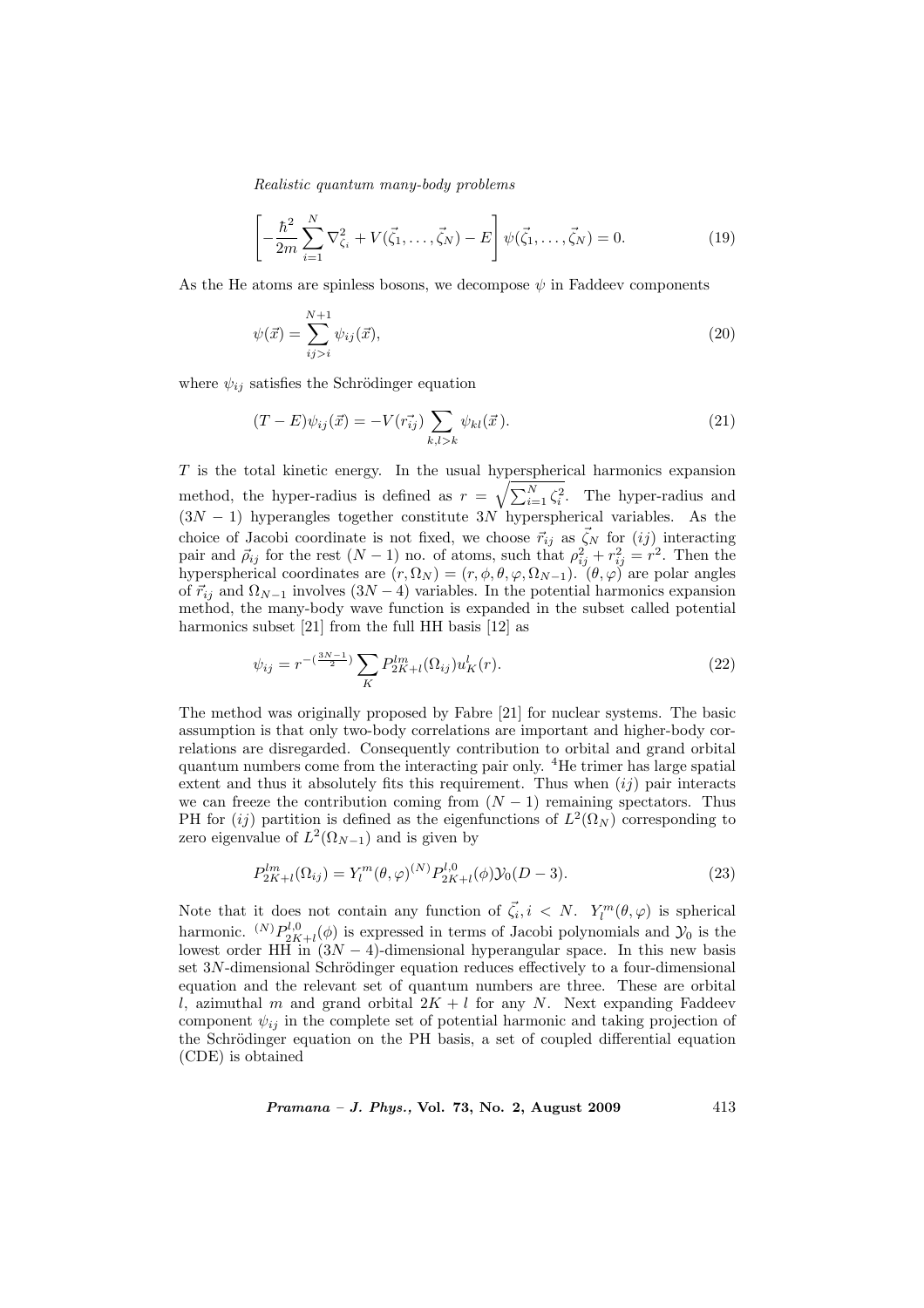$$\left[-\frac{\hbar^2}{2m}\sum_{i=1}^{N}\nabla_{\zeta_i}^2 + V(\vec{\zeta}_1,\ldots,\vec{\zeta}_N) - E\right]\psi(\vec{\zeta}_1,\ldots,\vec{\zeta}_N) = 0. \tag{19}$$

As the He atoms are spinless bosons, we decompose $\psi$ in Faddeev components

$$\psi(\vec{x}) = \sum_{ij>i}^{N+1}\psi_{ij}(\vec{x}), \tag{20}$$

where $\psi_{ij}$ satisfies the Schrödinger equation

$$(T-E)\psi_{ij}(\vec{x}) = -V(\vec{r_{ij}})\sum_{k,l>k}\psi_{kl}(\vec{x}\,). \tag{21}$$

$T$ is the total kinetic energy. In the usual hyperspherical harmonics expansion method, the hyper-radius is defined as $r = \sqrt{\sum_{i=1}^{N}\zeta_i^2}$. The hyper-radius and $(3N-1)$ hyperangles together constitute $3N$ hyperspherical variables. As the choice of Jacobi coordinate is not fixed, we choose $\vec{r}_{ij}$ as $\vec{\zeta}_N$ for $(ij)$ interacting pair and $\vec{\rho}_{ij}$ for the rest $(N-1)$ no. of atoms, such that $\rho_{ij}^2 + r_{ij}^2 = r^2$. Then the hyperspherical coordinates are $(r,\Omega_N) = (r,\phi,\theta,\varphi,\Omega_{N-1})$. $(\theta,\varphi)$ are polar angles of $\vec{r}_{ij}$ and $\Omega_{N-1}$ involves $(3N-4)$ variables. In the potential harmonics expansion method, the many-body wave function is expanded in the subset called potential harmonics subset [21] from the full HH basis [12] as

$$\psi_{ij} = r^{-(\frac{3N-1}{2})}\sum_K P_{2K+l}^{lm}(\Omega_{ij})u_K^l(r). \tag{22}$$

The method was originally proposed by Fabre [21] for nuclear systems. The basic assumption is that only two-body correlations are important and higher-body correlations are disregarded. Consequently contribution to orbital and grand orbital quantum numbers come from the interacting pair only. $^4$He trimer has large spatial extent and thus it absolutely fits this requirement. Thus when $(ij)$ pair interacts we can freeze the contribution coming from $(N-1)$ remaining spectators. Thus PH for $(ij)$ partition is defined as the eigenfunctions of $L^2(\Omega_N)$ corresponding to zero eigenvalue of $L^2(\Omega_{N-1})$ and is given by

$$P_{2K+l}^{lm}(\Omega_{ij}) = Y_l^m(\theta,\varphi)\,^{(N)}P_{2K+l}^{l,0}(\phi)\mathcal{Y}_0(D-3). \tag{23}$$

Note that it does not contain any function of $\vec{\zeta}_i, i<N$. $Y_l^m(\theta,\varphi)$ is spherical harmonic. $^{(N)}P_{2K+l}^{l,0}(\phi)$ is expressed in terms of Jacobi polynomials and $\mathcal{Y}_0$ is the lowest order HH in $(3N-4)$-dimensional hyperangular space. In this new basis set $3N$-dimensional Schrödinger equation reduces effectively to a four-dimensional equation and the relevant set of quantum numbers are three. These are orbital $l$, azimuthal $m$ and grand orbital $2K+l$ for any $N$. Next expanding Faddeev component $\psi_{ij}$ in the complete set of potential harmonic and taking projection of the Schrödinger equation on the PH basis, a set of coupled differential equation (CDE) is obtained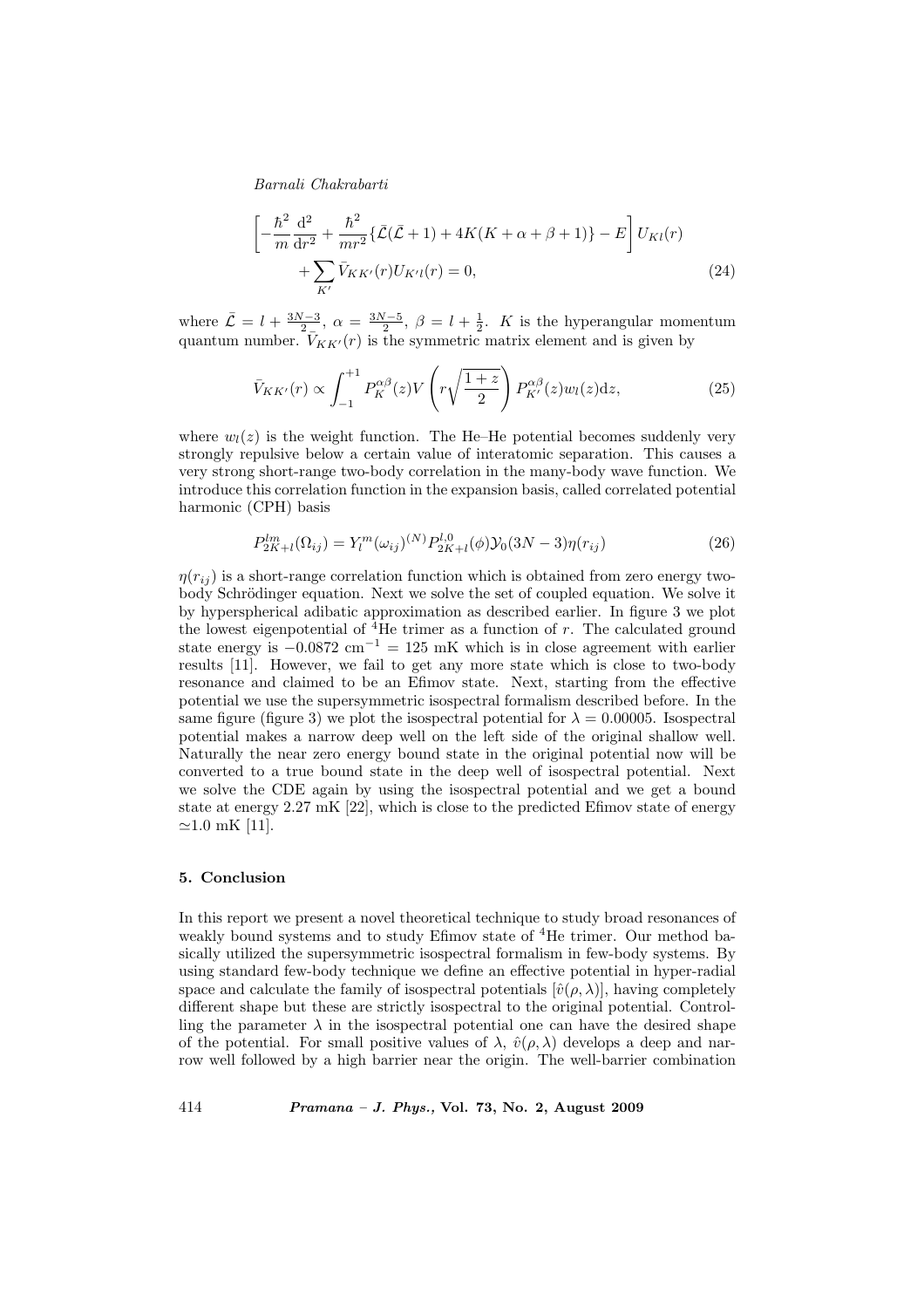$$\left[-\frac{\hbar^2}{m}\frac{\mathrm{d}^2}{\mathrm{d}r^2}+\frac{\hbar^2}{mr^2}\{\bar{\mathcal{L}}(\bar{\mathcal{L}}+1)+4K(K+\alpha+\beta+1)\}-E\right]U_{Kl}(r)$$
$$+\sum_{K'}\bar{V}_{KK'}(r)U_{K'l}(r)=0, \tag{24}$$

where $\bar{\mathcal{L}} = l + \frac{3N-3}{2}$, $\alpha = \frac{3N-5}{2}$, $\beta = l + \frac{1}{2}$. $K$ is the hyperangular momentum quantum number. $\bar{V}_{KK'}(r)$ is the symmetric matrix element and is given by

$$\bar{V}_{KK'}(r) \propto \int_{-1}^{+1} P_K^{\alpha\beta}(z) V\left(r\sqrt{\frac{1+z}{2}}\right) P_{K'}^{\alpha\beta}(z) w_l(z)\mathrm{d}z, \tag{25}$$

where $w_l(z)$ is the weight function. The He–He potential becomes suddenly very strongly repulsive below a certain value of interatomic separation. This causes a very strong short-range two-body correlation in the many-body wave function. We introduce this correlation function in the expansion basis, called correlated potential harmonic (CPH) basis

$$P_{2K+l}^{lm}(\Omega_{ij}) = Y_l^m(\omega_{ij})^{(N)}P_{2K+l}^{l,0}(\phi)\mathcal{Y}_0(3N-3)\eta(r_{ij}) \tag{26}$$

$\eta(r_{ij})$ is a short-range correlation function which is obtained from zero energy two-body Schrödinger equation. Next we solve the set of coupled equation. We solve it by hyperspherical adibatic approximation as described earlier. In figure 3 we plot the lowest eigenpotential of $^4$He trimer as a function of $r$. The calculated ground state energy is $-0.0872$ cm$^{-1}$ = 125 mK which is in close agreement with earlier results [11]. However, we fail to get any more state which is close to two-body resonance and claimed to be an Efimov state. Next, starting from the effective potential we use the supersymmetric isospectral formalism described before. In the same figure (figure 3) we plot the isospectral potential for $\lambda = 0.00005$. Isospectral potential makes a narrow deep well on the left side of the original shallow well. Naturally the near zero energy bound state in the original potential now will be converted to a true bound state in the deep well of isospectral potential. Next we solve the CDE again by using the isospectral potential and we get a bound state at energy 2.27 mK [22], which is close to the predicted Efimov state of energy $\simeq$1.0 mK [11].

## 5. Conclusion

In this report we present a novel theoretical technique to study broad resonances of weakly bound systems and to study Efimov state of $^4$He trimer. Our method basically utilized the supersymmetric isospectral formalism in few-body systems. By using standard few-body technique we define an effective potential in hyper-radial space and calculate the family of isospectral potentials $[\hat{v}(\rho, \lambda)]$, having completely different shape but these are strictly isospectral to the original potential. Controlling the parameter $\lambda$ in the isospectral potential one can have the desired shape of the potential. For small positive values of $\lambda$, $\hat{v}(\rho, \lambda)$ develops a deep and narrow well followed by a high barrier near the origin. The well-barrier combination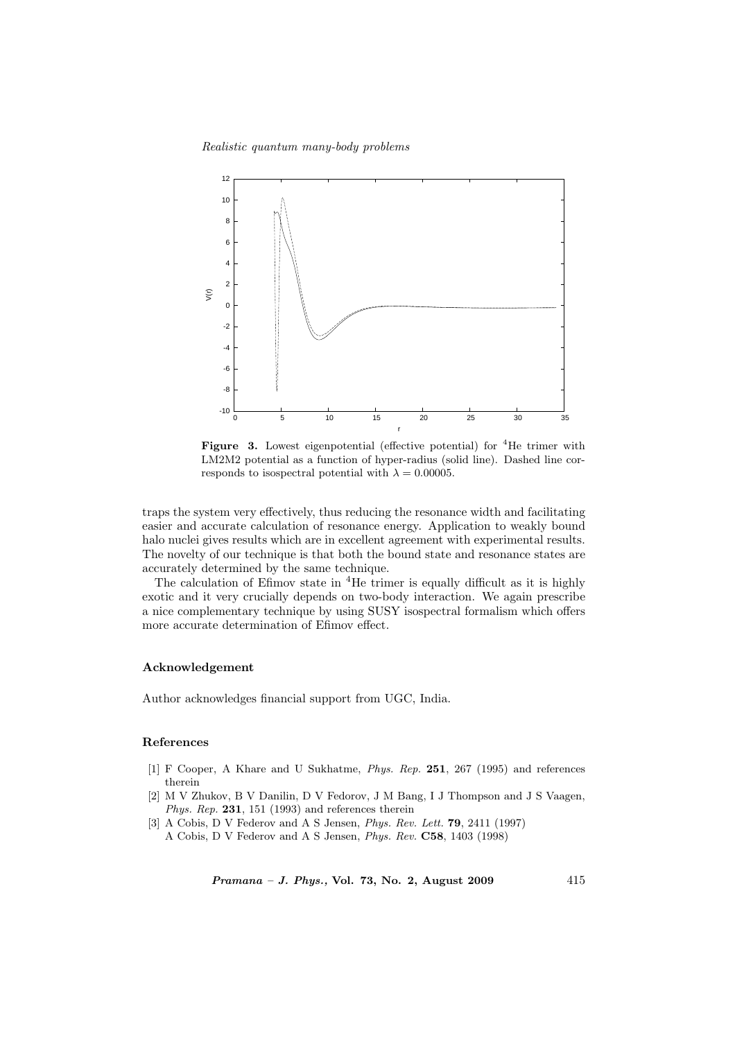12
10
8
6
4
2
0
-2
-4
-6
-8
-10
0 5 10 15 20 25 30 35
V(r)
r

**Figure 3.** Lowest eigenpotential (effective potential) for $^4$He trimer with LM2M2 potential as a function of hyper-radius (solid line). Dashed line corresponds to isospectral potential with $\lambda = 0.00005$.

traps the system very effectively, thus reducing the resonance width and facilitating easier and accurate calculation of resonance energy. Application to weakly bound halo nuclei gives results which are in excellent agreement with experimental results. The novelty of our technique is that both the bound state and resonance states are accurately determined by the same technique.

The calculation of Efimov state in $^4$He trimer is equally difficult as it is highly exotic and it very crucially depends on two-body interaction. We again prescribe a nice complementary technique by using SUSY isospectral formalism which offers more accurate determination of Efimov effect.

### Acknowledgement

Author acknowledges financial support from UGC, India.

### References

[1] F Cooper, A Khare and U Sukhatme, *Phys. Rep.* **251**, 267 (1995) and references therein

[2] M V Zhukov, B V Danilin, D V Fedorov, J M Bang, I J Thompson and J S Vaagen, *Phys. Rep.* **231**, 151 (1993) and references therein

[3] A Cobis, D V Federov and A S Jensen, *Phys. Rev. Lett.* **79**, 2411 (1997)
A Cobis, D V Federov and A S Jensen, *Phys. Rev.* **C58**, 1403 (1998)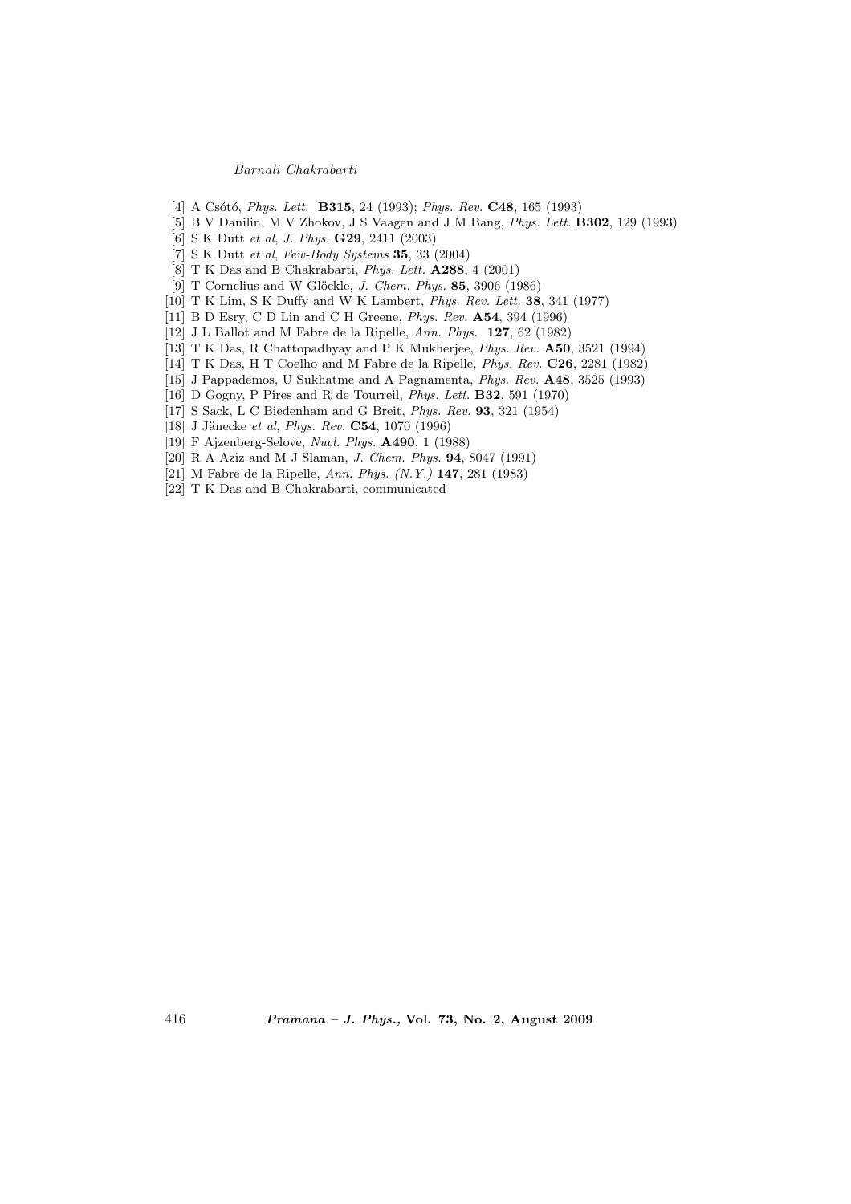[4] A Csótó, *Phys. Lett.* **B315**, 24 (1993); *Phys. Rev.* **C48**, 165 (1993)
[5] B V Danilin, M V Zhokov, J S Vaagen and J M Bang, *Phys. Lett.* **B302**, 129 (1993)
[6] S K Dutt *et al*, *J. Phys.* **G29**, 2411 (2003)
[7] S K Dutt *et al*, *Few-Body Systems* **35**, 33 (2004)
[8] T K Das and B Chakrabarti, *Phys. Lett.* **A288**, 4 (2001)
[9] T Cornclius and W Glöckle, *J. Chem. Phys.* **85**, 3906 (1986)
[10] T K Lim, S K Duffy and W K Lambert, *Phys. Rev. Lett.* **38**, 341 (1977)
[11] B D Esry, C D Lin and C H Greene, *Phys. Rev.* **A54**, 394 (1996)
[12] J L Ballot and M Fabre de la Ripelle, *Ann. Phys.* **127**, 62 (1982)
[13] T K Das, R Chattopadhyay and P K Mukherjee, *Phys. Rev.* **A50**, 3521 (1994)
[14] T K Das, H T Coelho and M Fabre de la Ripelle, *Phys. Rev.* **C26**, 2281 (1982)
[15] J Pappademos, U Sukhatme and A Pagnamenta, *Phys. Rev.* **A48**, 3525 (1993)
[16] D Gogny, P Pires and R de Tourreil, *Phys. Lett.* **B32**, 591 (1970)
[17] S Sack, L C Biedenham and G Breit, *Phys. Rev.* **93**, 321 (1954)
[18] J Jänecke *et al*, *Phys. Rev.* **C54**, 1070 (1996)
[19] F Ajzenberg-Selove, *Nucl. Phys.* **A490**, 1 (1988)
[20] R A Aziz and M J Slaman, *J. Chem. Phys.* **94**, 8047 (1991)
[21] M Fabre de la Ripelle, *Ann. Phys. (N.Y.)* **147**, 281 (1983)
[22] T K Das and B Chakrabarti, communicated